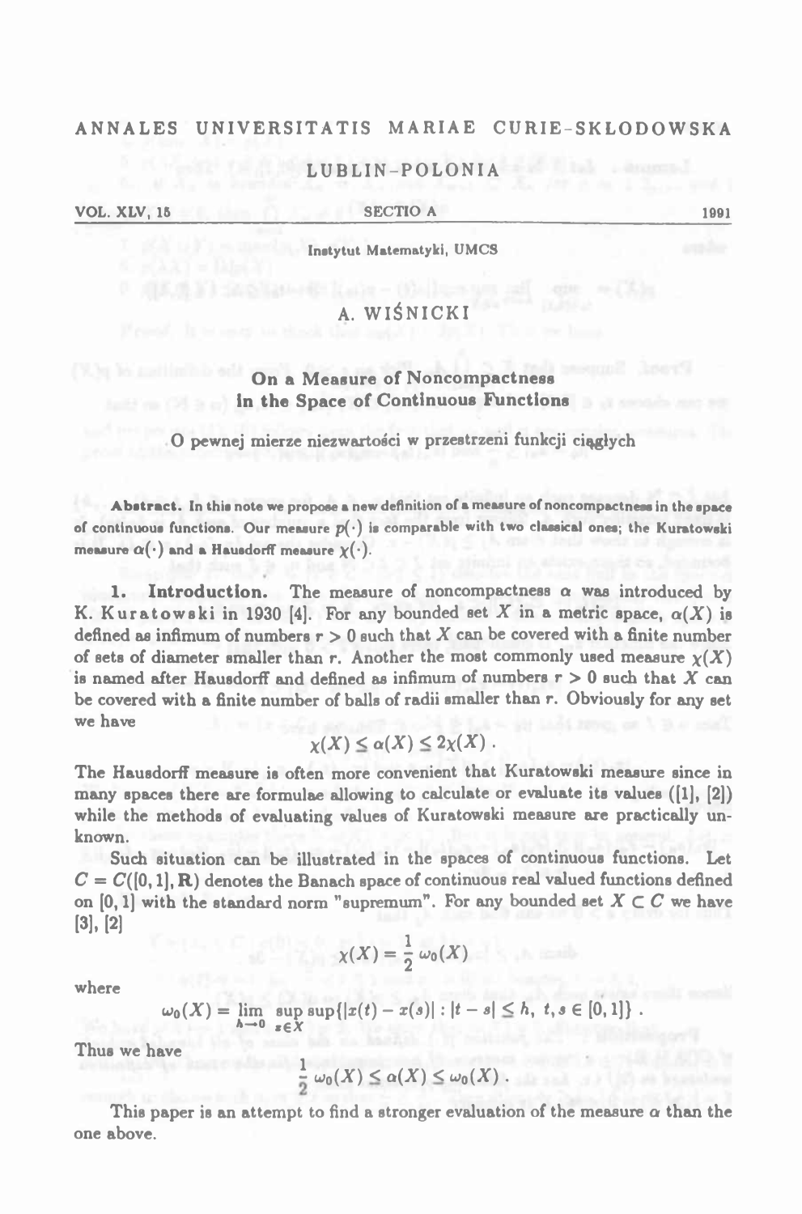ANNALES UNIVERSITATIS MARIAE CURIE-SKŁODOWSKA

LUBLIN-POLONIA

VOL. XLV, 15 SECTIO A 1991

Instytut Matematyki, UMCS

A. WIŚNICKI

# On a Measure of Noncompactness in the Space of Continuous Functions

O pewnej mierze niezwartości w przestrzeni funkcji ciągłych

**Abstract.** In this note we propose a new definition of a measure of noncompactness in the space of continuous functions. Our measure $p(\cdot)$ is comparable with two classical ones; the Kuratowski measure $\alpha(\cdot)$ and a Hausdorff measure $\chi(\cdot)$.

**1. Introduction.** The measure of noncompactness $\alpha$ was introduced by K. Kuratowski in 1930 [4]. For any bounded set $X$ in a metric space, $\alpha(X)$ is defined as infimum of numbers $r > 0$ such that $X$ can be covered with a finite number of sets of diameter smaller than $r$. Another the most commonly used measure $\chi(X)$ is named after Hausdorff and defined as infimum of numbers $r > 0$ such that $X$ can be covered with a finite number of balls of radii smaller than $r$. Obviously for any set we have

$$\chi(X) \leq \alpha(X) \leq 2\chi(X) .$$

The Hausdorff measure is often more convenient that Kuratowski measure since in many spaces there are formulae allowing to calculate or evaluate its values ([1], [2]) while the methods of evaluating values of Kuratowski measure are practically unknown.

Such situation can be illustrated in the spaces of continuous functions. Let $C = C([0,1], \mathbf{R})$ denotes the Banach space of continuous real valued functions defined on $[0,1]$ with the standard norm "supremum". For any bounded set $X \subset C$ we have [3], [2]

$$\chi(X) = \frac{1}{2}\,\omega_0(X)$$

where

$$\omega_0(X) = \lim_{h \to 0} \sup_{x \in X} \sup\{|x(t) - x(s)| : |t - s| \leq h,\ t, s \in [0,1]\} .$$

Thus we have

$$\frac{1}{2}\,\omega_0(X) \leq \alpha(X) \leq \omega_0(X) .$$

This paper is an attempt to find a stronger evaluation of the measure $\alpha$ than the one above.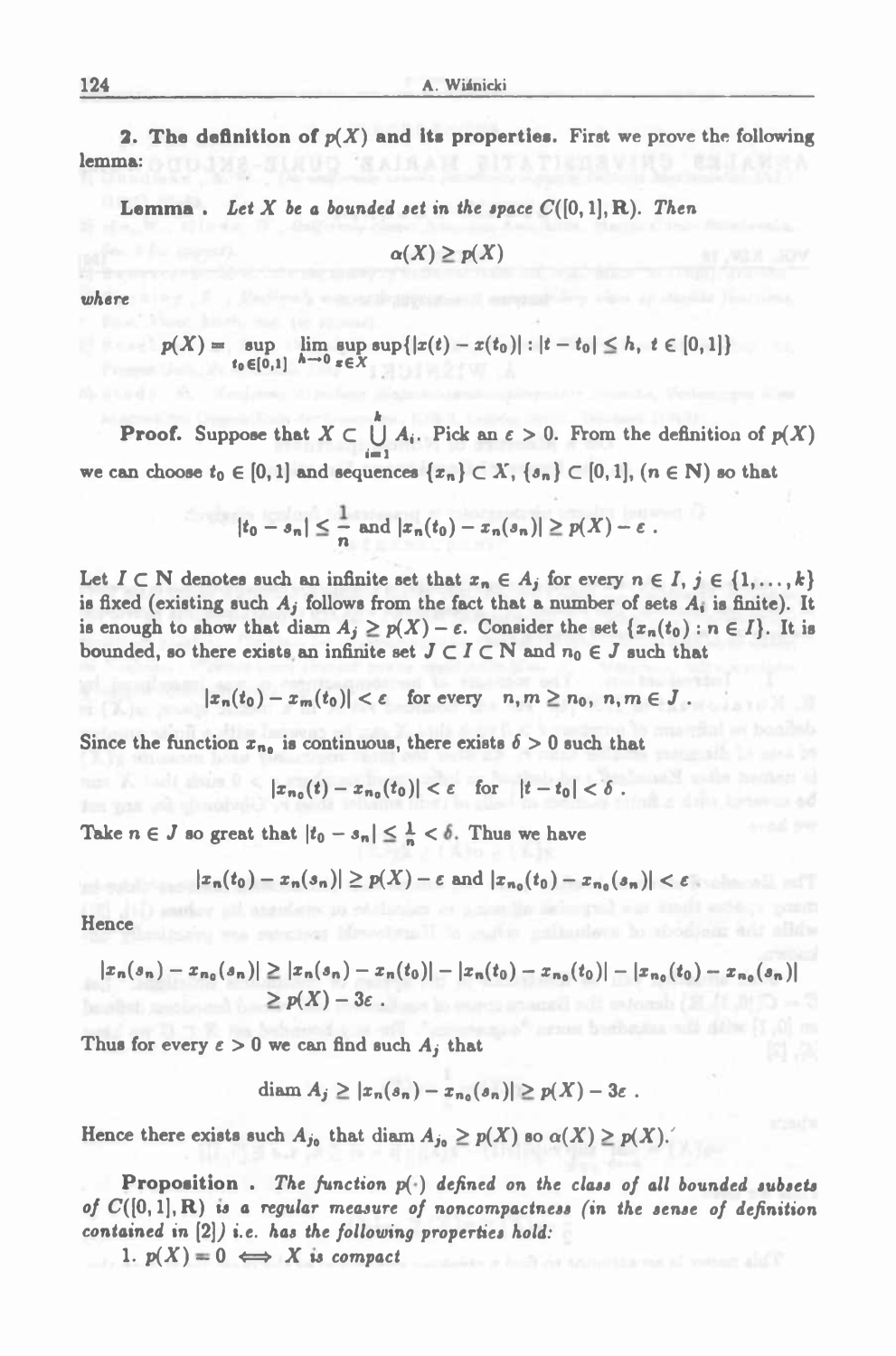**2. The definition of $p(X)$ and its properties.** First we prove the following lemma:

**Lemma .** *Let $X$ be a bounded set in the space $C([0,1],\mathbf{R})$. Then*

$$\alpha(X) \geq p(X)$$

*where*

$$p(X) = \sup_{t_0 \in [0,1]} \lim_{h \to 0} \sup_{x \in X} \sup\{|x(t) - x(t_0)| : |t - t_0| \leq h,\ t \in [0,1]\}$$

**Proof.** Suppose that $X \subset \bigcup_{i=1}^{k} A_i$. Pick an $\varepsilon > 0$. From the definition of $p(X)$ we can choose $t_0 \in [0,1]$ and sequences $\{x_n\} \subset X$, $\{s_n\} \subset [0,1]$, $(n \in \mathbf{N})$ so that

$$|t_0 - s_n| \leq \frac{1}{n} \text{ and } |x_n(t_0) - x_n(s_n)| \geq p(X) - \varepsilon .$$

Let $I \subset \mathbf{N}$ denotes such an infinite set that $x_n \in A_j$ for every $n \in I$, $j \in \{1, \ldots, k\}$ is fixed (existing such $A_j$ follows from the fact that a number of sets $A_i$ is finite). It is enough to show that $\operatorname{diam} A_j \geq p(X) - \varepsilon$. Consider the set $\{x_n(t_0) : n \in I\}$. It is bounded, so there exists an infinite set $J \subset I \subset \mathbf{N}$ and $n_0 \in J$ such that

$$|x_n(t_0) - x_m(t_0)| < \varepsilon \quad \text{for every} \quad n, m \geq n_0,\ n, m \in J .$$

Since the function $x_{n_0}$ is continuous, there exists $\delta > 0$ such that

$$|x_{n_0}(t) - x_{n_0}(t_0)| < \varepsilon \quad \text{for} \quad |t - t_0| < \delta .$$

Take $n \in J$ so great that $|t_0 - s_n| \leq \frac{1}{n} < \delta$. Thus we have

$$|x_n(t_0) - x_n(s_n)| \geq p(X) - \varepsilon \text{ and } |x_{n_0}(t_0) - x_{n_0}(s_n)| < \varepsilon$$

Hence

$$|x_n(s_n) - x_{n_0}(s_n)| \geq |x_n(s_n) - x_n(t_0)| - |x_n(t_0) - x_{n_0}(t_0)| - |x_{n_0}(t_0) - x_{n_0}(s_n)| \geq p(X) - 3\varepsilon .$$

Thus for every $\varepsilon > 0$ we can find such $A_j$ that

$$\operatorname{diam} A_j \geq |x_n(s_n) - x_{n_0}(s_n)| \geq p(X) - 3\varepsilon .$$

Hence there exists such $A_{j_0}$ that $\operatorname{diam} A_{j_0} \geq p(X)$ so $\alpha(X) \geq p(X)$.

**Proposition .** *The function $p(\cdot)$ defined on the class of all bounded subsets of $C([0,1],\mathbf{R})$ is a regular measure of noncompactness (in the sense of definition contained in [2]) i.e. has the following properties hold:*

1. $p(X) = 0 \iff X$ *is compact*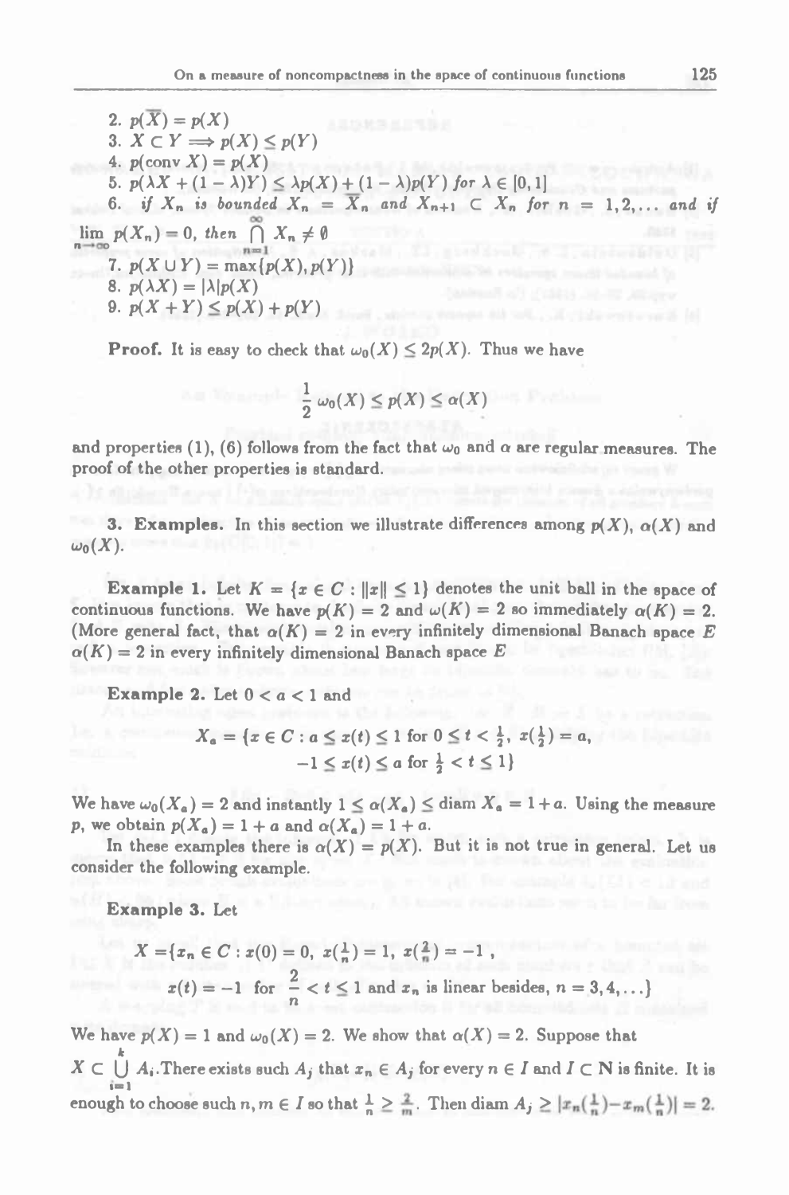2. $p(\overline{X}) = p(X)$

3. $X \subset Y \Longrightarrow p(X) \leq p(Y)$

4. $p(\text{conv } X) = p(X)$

5. $p(\lambda X + (1-\lambda)Y) \leq \lambda p(X) + (1-\lambda)p(Y)$ *for* $\lambda \in [0,1]$

6. *if* $X_n$ *is bounded* $X_n = \overline{X}_n$ *and* $X_{n+1} \subset X_n$ *for* $n = 1, 2, \ldots$ *and if* $\lim_{n\to\infty} p(X_n) = 0$, *then* $\bigcap_{n=1}^{\infty} X_n \neq \emptyset$

7. $p(X \cup Y) = \max\{p(X), p(Y)\}$

8. $p(\lambda X) = |\lambda| p(X)$

9. $p(X+Y) \leq p(X) + p(Y)$

**Proof.** It is easy to check that $\omega_0(X) \leq 2p(X)$. Thus we have

$$\frac{1}{2}\,\omega_0(X) \leq p(X) \leq \alpha(X)$$

and properties (1), (6) follows from the fact that $\omega_0$ and $\alpha$ are regular measures. The proof of the other properties is standard.

**3. Examples.** In this section we illustrate differences among $p(X)$, $\alpha(X)$ and $\omega_0(X)$.

**Example 1.** Let $K = \{x \in C : \|x\| \leq 1\}$ denotes the unit ball in the space of continuous functions. We have $p(K) = 2$ and $\omega(K) = 2$ so immediately $\alpha(K) = 2$. (More general fact, that $\alpha(K) = 2$ in every infinitely dimensional Banach space $E$ $\alpha(K) = 2$ in every infinitely dimensional Banach space $E$

**Example 2.** Let $0 < a < 1$ and

$$X_a = \{x \in C : a \leq x(t) \leq 1 \text{ for } 0 \leq t < \tfrac{1}{2},\ x(\tfrac{1}{2}) = a,$$
$$-1 \leq x(t) \leq a \text{ for } \tfrac{1}{2} < t \leq 1\}$$

We have $\omega_0(X_a) = 2$ and instantly $1 \leq \alpha(X_a) \leq \text{diam } X_a = 1 + a$. Using the measure $p$, we obtain $p(X_a) = 1 + a$ and $\alpha(X_a) = 1 + a$.

In these examples there is $\alpha(X) = p(X)$. But it is not true in general. Let us consider the following example.

**Example 3.** Let

$$X = \{x_n \in C : x(0) = 0,\ x(\tfrac{1}{n}) = 1,\ x(\tfrac{2}{n}) = -1\ ,$$
$$x(t) = -1 \text{ for } \frac{2}{n} < t \leq 1 \text{ and } x_n \text{ is linear besides, } n = 3, 4, \ldots\}$$

We have $p(X) = 1$ and $\omega_0(X) = 2$. We show that $\alpha(X) = 2$. Suppose that $X \subset \bigcup_{i=1}^{k} A_i$. There exists such $A_j$ that $x_n \in A_j$ for every $n \in I$ and $I \subset \mathbf{N}$ is finite. It is enough to choose such $n, m \in I$ so that $\frac{1}{n} \geq \frac{2}{m}$. Then diam $A_j \geq |x_n(\frac{1}{n}) - x_m(\frac{1}{n})| = 2$.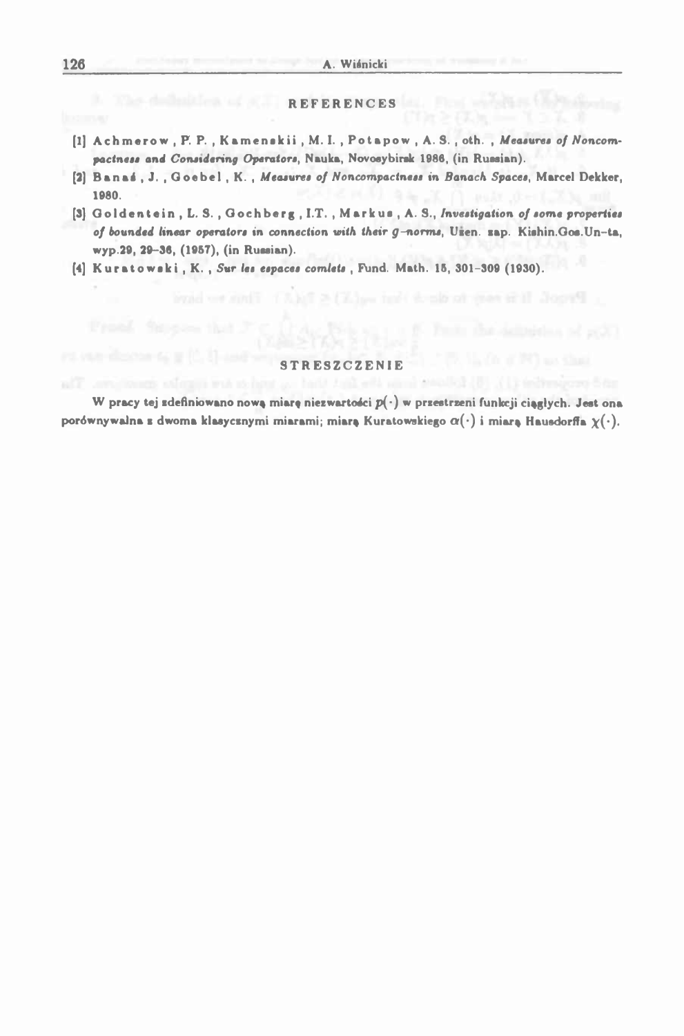## REFERENCES

[1] Achmerow, P. P., Kamenskii, M. I., Potapow, A. S., oth., *Measures of Noncompactness and Considering Operators*, Nauka, Novosybirsk 1986, (in Russian).

[2] Banaś, J., Goebel, K., *Measures of Noncompactness in Banach Spaces*, Marcel Dekker, 1980.

[3] Goldentein, L. S., Gochberg, I.T., Markus, A. S., *Investigation of some properties of bounded linear operators in connection with their g-norms*, Uzen. zap. Kishin.Gos.Un-ta, wyp.29, 29–36, (1957), (in Russian).

[4] Kuratowski, K., *Sur les espaces comlets*, Fund. Math. 15, 301–309 (1930).

## STRESZCZENIE

W pracy tej zdefiniowano nową miarę niezwartości $p(\cdot)$ w przestrzeni funkcji ciągłych. Jest ona porównywalna z dwoma klasycznymi miarami; miarą Kuratowskiego $\alpha(\cdot)$ i miarą Hausdorffa $\chi(\cdot)$.